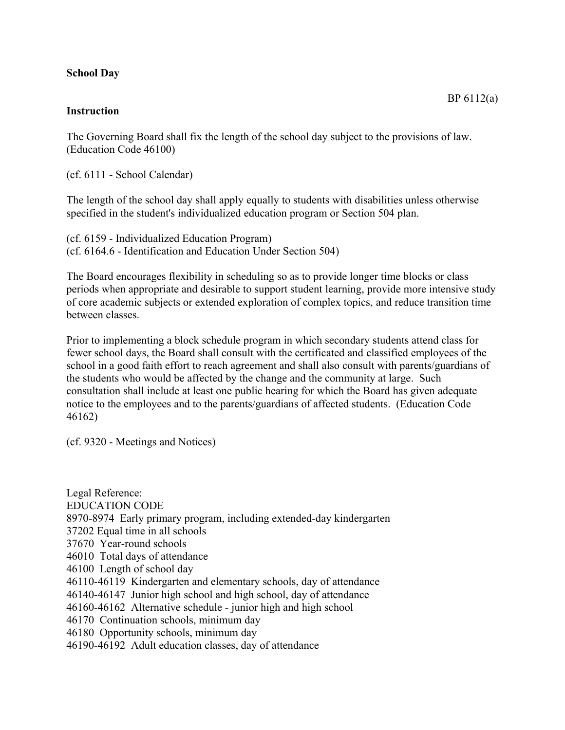**School Day**

BP 6112(a)

**Instruction**

The Governing Board shall fix the length of the school day subject to the provisions of law. (Education Code 46100)

(cf. 6111 - School Calendar)

The length of the school day shall apply equally to students with disabilities unless otherwise specified in the student's individualized education program or Section 504 plan.

(cf. 6159 - Individualized Education Program)
(cf. 6164.6 - Identification and Education Under Section 504)

The Board encourages flexibility in scheduling so as to provide longer time blocks or class periods when appropriate and desirable to support student learning, provide more intensive study of core academic subjects or extended exploration of complex topics, and reduce transition time between classes.

Prior to implementing a block schedule program in which secondary students attend class for fewer school days, the Board shall consult with the certificated and classified employees of the school in a good faith effort to reach agreement and shall also consult with parents/guardians of the students who would be affected by the change and the community at large. Such consultation shall include at least one public hearing for which the Board has given adequate notice to the employees and to the parents/guardians of affected students. (Education Code 46162)

(cf. 9320 - Meetings and Notices)

Legal Reference:
EDUCATION CODE
8970-8974 Early primary program, including extended-day kindergarten
37202 Equal time in all schools
37670 Year-round schools
46010 Total days of attendance
46100 Length of school day
46110-46119 Kindergarten and elementary schools, day of attendance
46140-46147 Junior high school and high school, day of attendance
46160-46162 Alternative schedule - junior high and high school
46170 Continuation schools, minimum day
46180 Opportunity schools, minimum day
46190-46192 Adult education classes, day of attendance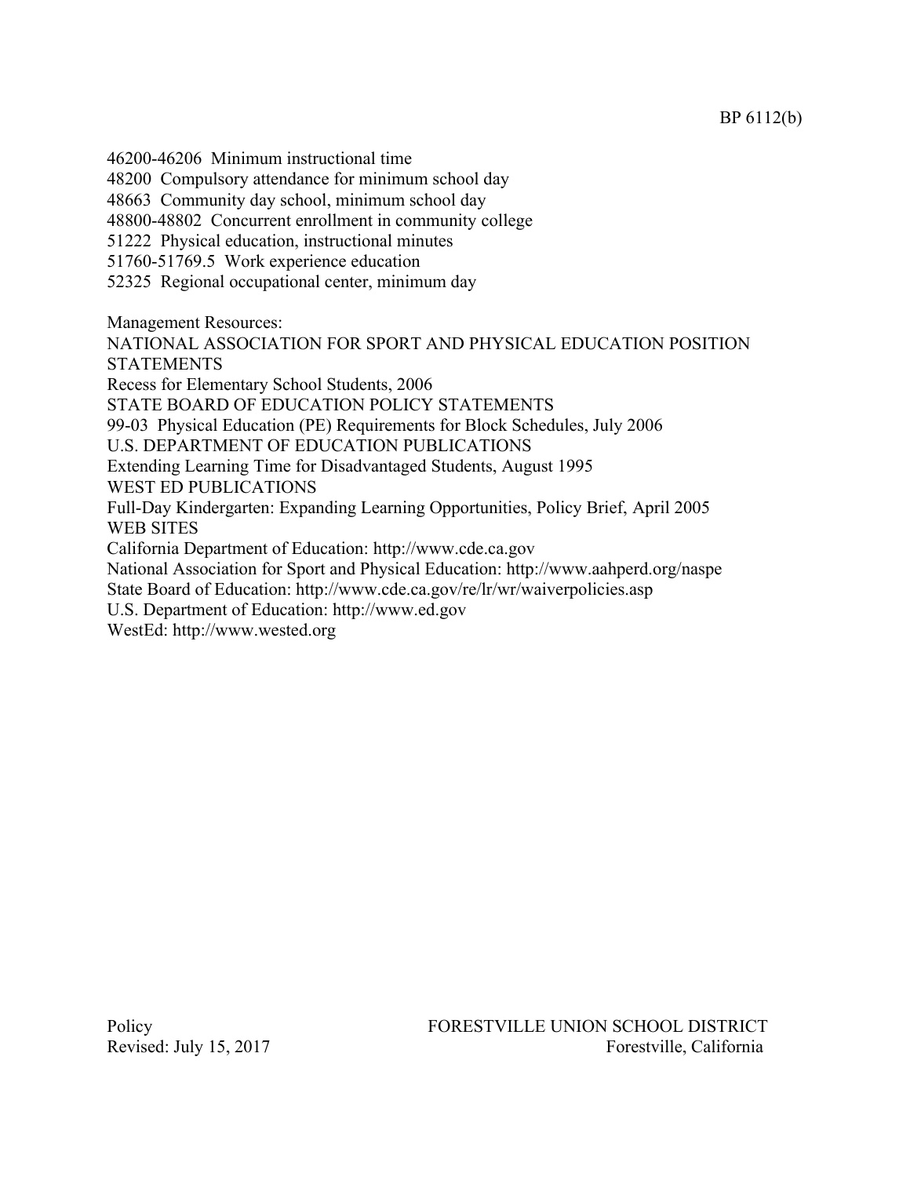46200-46206  Minimum instructional time
48200  Compulsory attendance for minimum school day
48663  Community day school, minimum school day
48800-48802  Concurrent enrollment in community college
51222  Physical education, instructional minutes
51760-51769.5  Work experience education
52325  Regional occupational center, minimum day

Management Resources:
NATIONAL ASSOCIATION FOR SPORT AND PHYSICAL EDUCATION POSITION STATEMENTS
Recess for Elementary School Students, 2006
STATE BOARD OF EDUCATION POLICY STATEMENTS
99-03  Physical Education (PE) Requirements for Block Schedules, July 2006
U.S. DEPARTMENT OF EDUCATION PUBLICATIONS
Extending Learning Time for Disadvantaged Students, August 1995
WEST ED PUBLICATIONS
Full-Day Kindergarten: Expanding Learning Opportunities, Policy Brief, April 2005
WEB SITES
California Department of Education: http://www.cde.ca.gov
National Association for Sport and Physical Education: http://www.aahperd.org/naspe
State Board of Education: http://www.cde.ca.gov/re/lr/wr/waiverpolicies.asp
U.S. Department of Education: http://www.ed.gov
WestEd: http://www.wested.org

Policy
Revised: July 15, 2017

FORESTVILLE UNION SCHOOL DISTRICT
Forestville, California